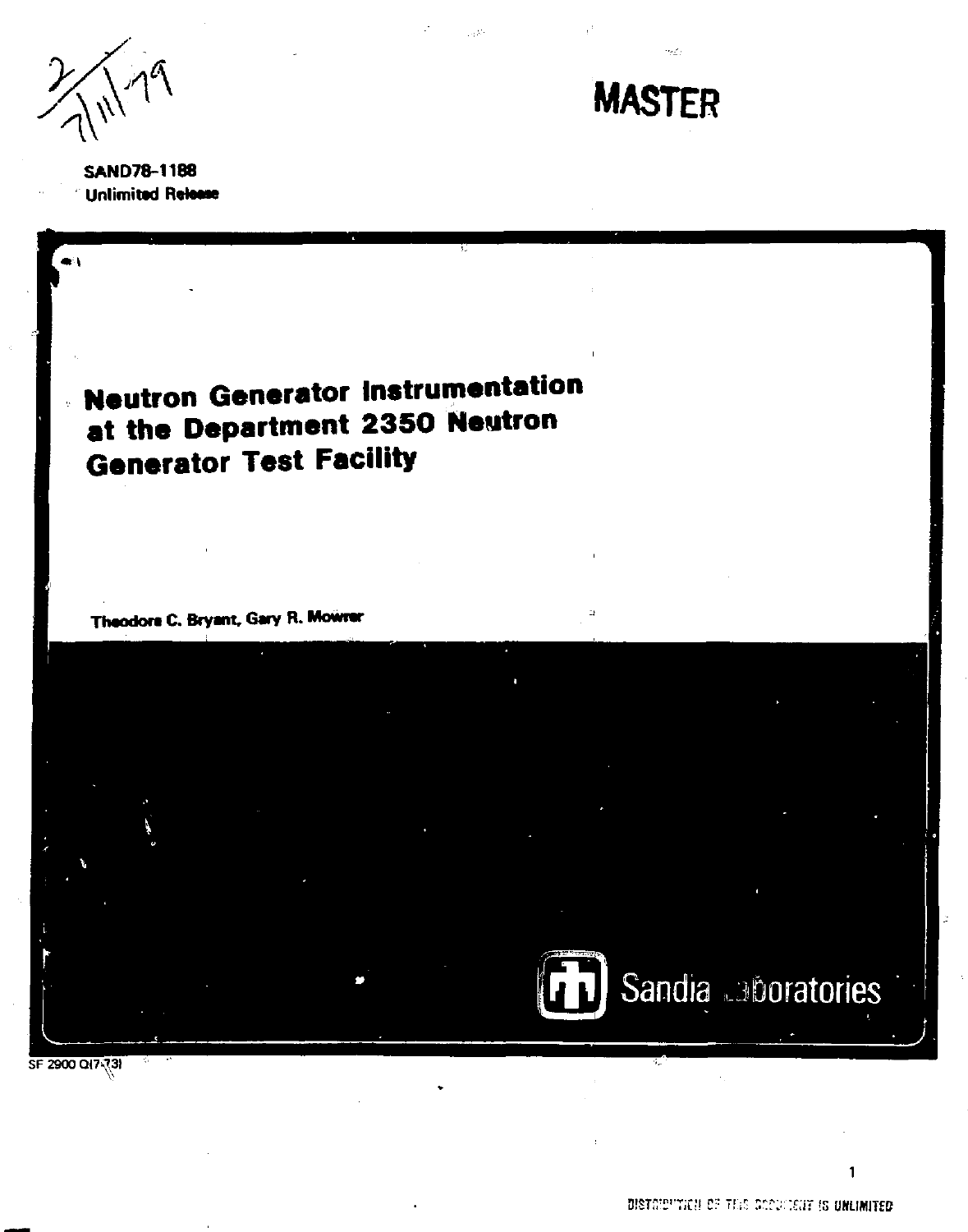2/7/11/79

**MASTER**

SAND78-1188
Unlimited Release

# Neutron Generator Instrumentation at the Department 2350 Neutron Generator Test Facility

Theodore C. Bryant, Gary R. Mowrer

Sandia Laboratories

SF 2900 Q(7-73)

DISTRIBUTION OF THIS DOCUMENT IS UNLIMITED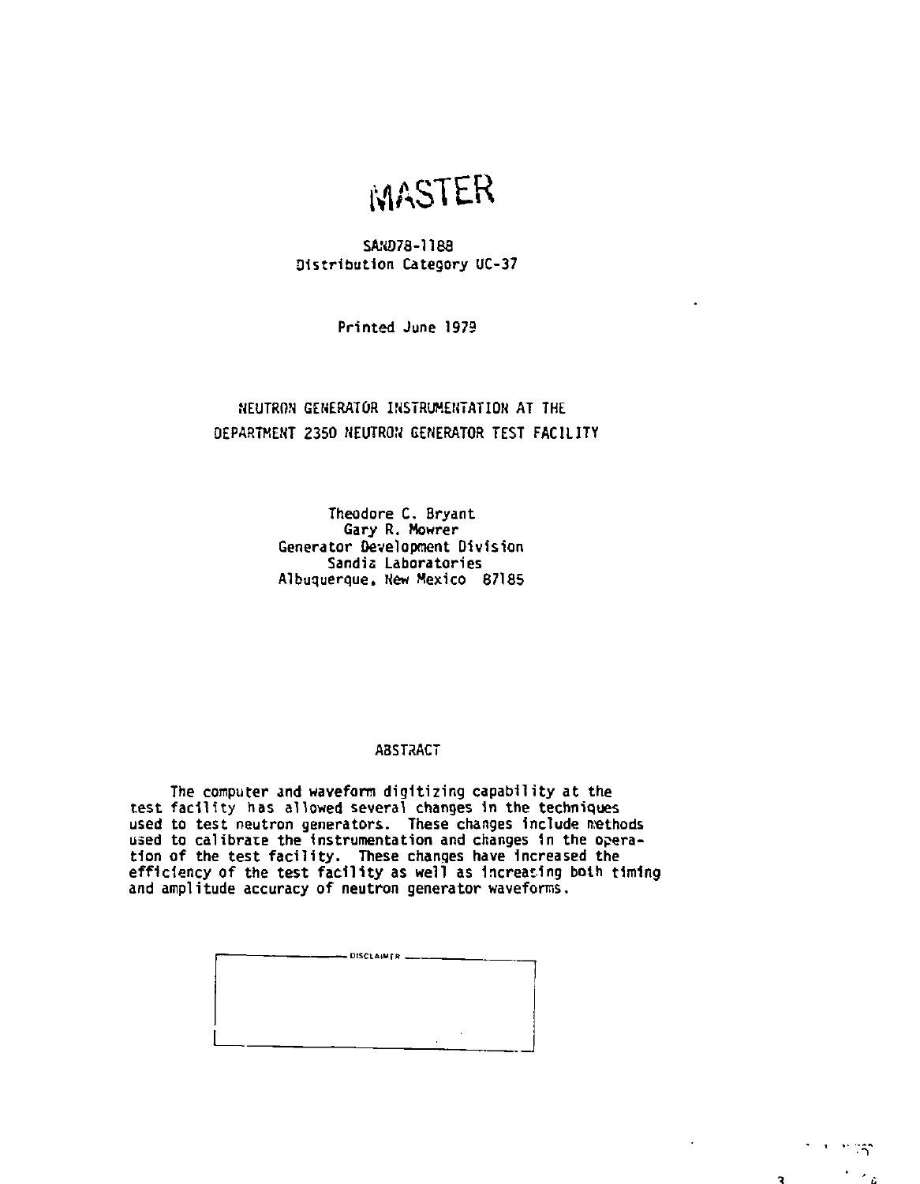# MASTER

SAND78-1188
Distribution Category UC-37

Printed June 1979

## NEUTRON GENERATOR INSTRUMENTATION AT THE DEPARTMENT 2350 NEUTRON GENERATOR TEST FACILITY

Theodore C. Bryant
Gary R. Mowrer
Generator Development Division
Sandia Laboratories
Albuquerque, New Mexico 87185

### ABSTRACT

The computer and waveform digitizing capability at the test facility has allowed several changes in the techniques used to test neutron generators. These changes include methods used to calibrate the instrumentation and changes in the operation of the test facility. These changes have increased the efficiency of the test facility as well as increasing both timing and amplitude accuracy of neutron generator waveforms.

DISCLAIMER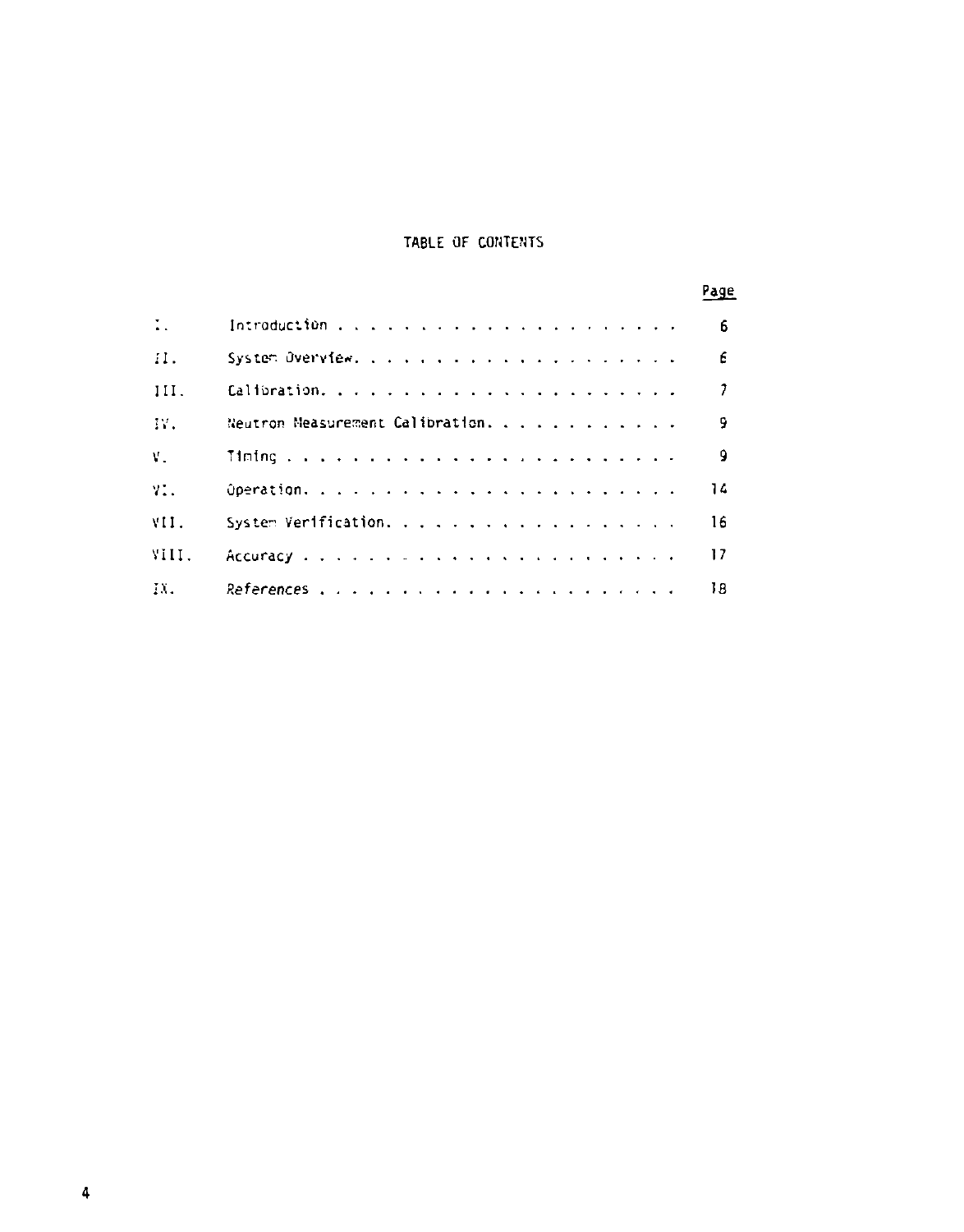# TABLE OF CONTENTS

| | | Page |
|---|---|---|
| I. | Introduction | 6 |
| II. | System Overview | 6 |
| III. | Calibration | 7 |
| IV. | Neutron Measurement Calibration | 9 |
| V. | Timing | 9 |
| VI. | Operation | 14 |
| VII. | System Verification | 16 |
| VIII. | Accuracy | 17 |
| IX. | References | 18 |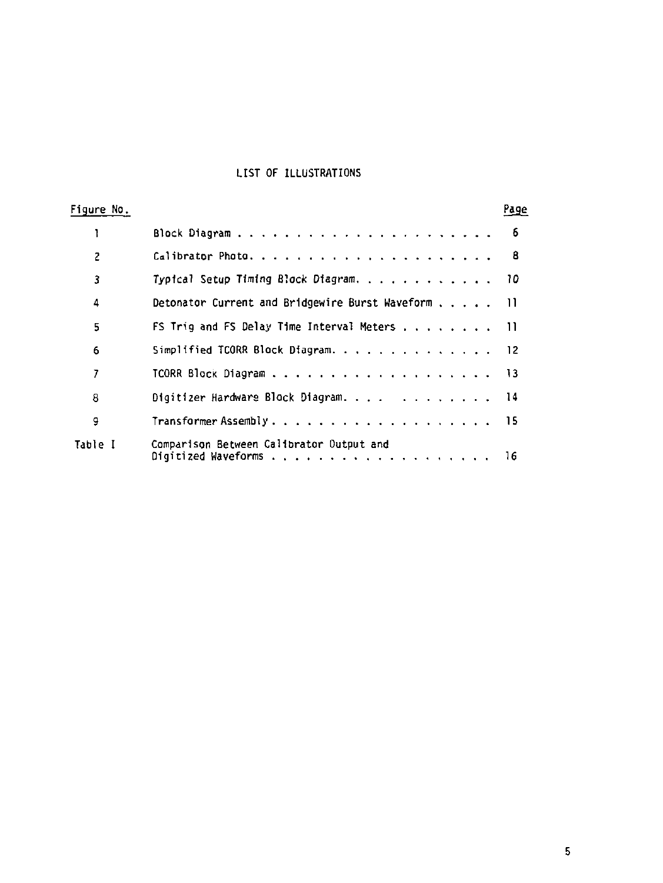# LIST OF ILLUSTRATIONS

| Figure No. | | Page |
|---|---|---|
| 1 | Block Diagram | 6 |
| 2 | Calibrator Photo | 8 |
| 3 | Typical Setup Timing Block Diagram | 10 |
| 4 | Detonator Current and Bridgewire Burst Waveform | 11 |
| 5 | FS Trig and FS Delay Time Interval Meters | 11 |
| 6 | Simplified TCORR Block Diagram | 12 |
| 7 | TCORR Block Diagram | 13 |
| 8 | Digitizer Hardware Block Diagram | 14 |
| 9 | Transformer Assembly | 15 |
| Table I | Comparison Between Calibrator Output and Digitized Waveforms | 16 |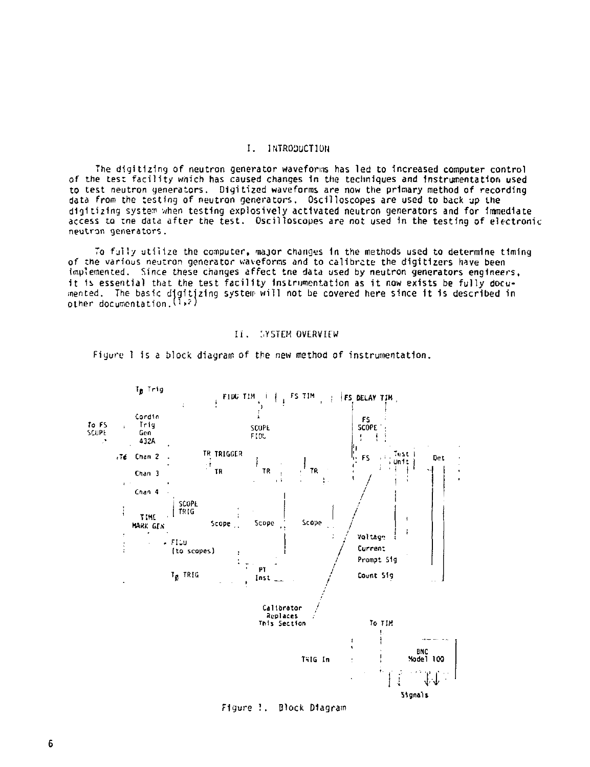## I. INTRODUCTION

The digitizing of neutron generator waveforms has led to increased computer control of the test facility which has caused changes in the techniques and instrumentation used to test neutron generators. Digitized waveforms are now the primary method of recording data from the testing of neutron generators. Oscilloscopes are used to back up the digitizing system when testing explosively activated neutron generators and for immediate access to the data after the test. Oscilloscopes are not used in the testing of electronic neutron generators.

To fully utilize the computer, major changes in the methods used to determine timing of the various neutron generator waveforms and to calibrate the digitizers have been implemented. Since these changes affect the data used by neutron generators engineers, it is essential that the test facility instrumentation as it now exists be fully documented. The basic digitizing system will not be covered here since it is described in other documentation.[1,2]

## II. SYSTEM OVERVIEW

Figure 1 is a block diagram of the new method of instrumentation.

Figure 1. Block Diagram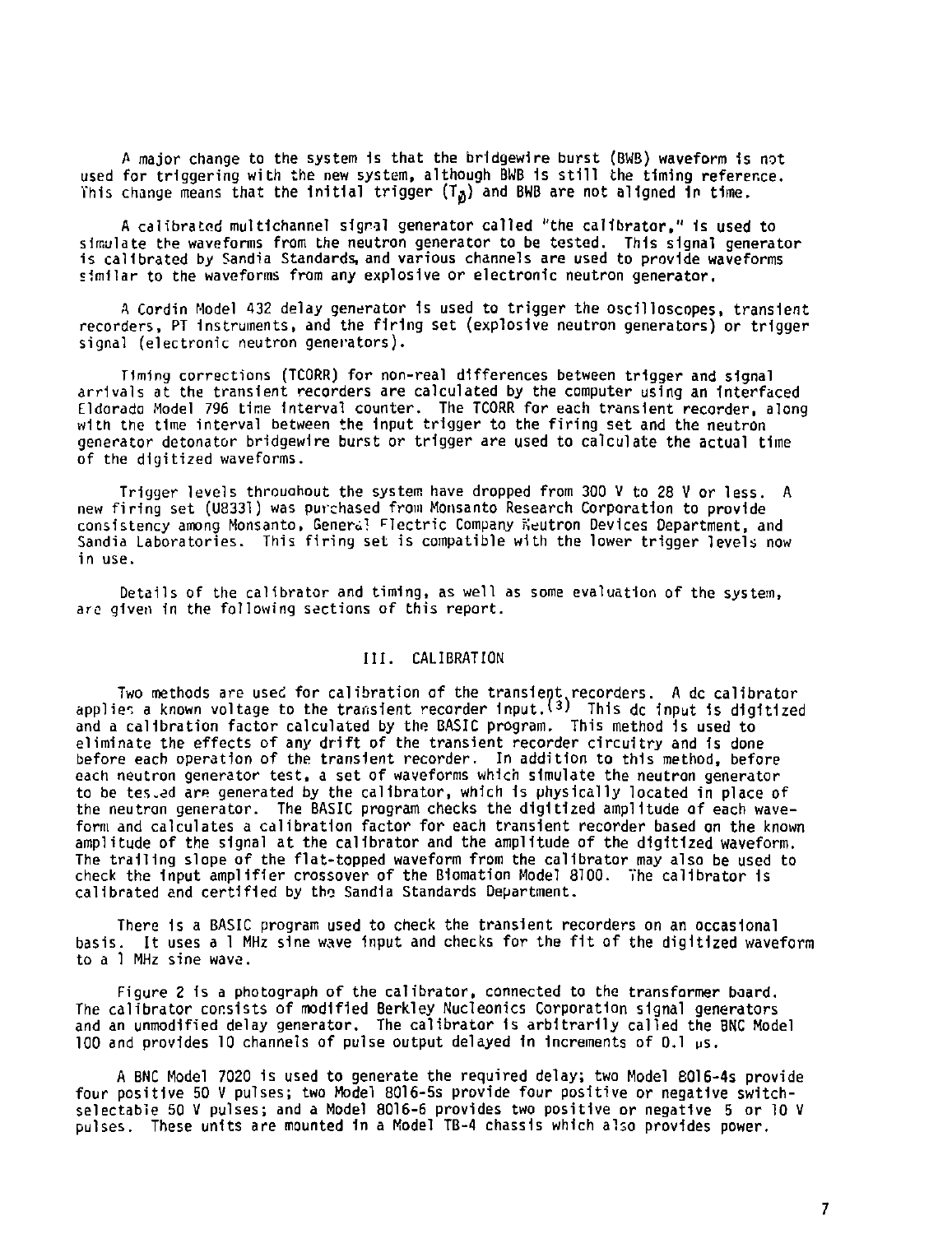A major change to the system is that the bridgewire burst (BWB) waveform is not used for triggering with the new system, although BWB is still the timing reference. This change means that the initial trigger ($T_0$) and BWB are not aligned in time.

A calibrated multichannel signal generator called "the calibrator," is used to simulate the waveforms from the neutron generator to be tested. This signal generator is calibrated by Sandia Standards, and various channels are used to provide waveforms similar to the waveforms from any explosive or electronic neutron generator.

A Cordin Model 432 delay generator is used to trigger the oscilloscopes, transient recorders, PT instruments, and the firing set (explosive neutron generators) or trigger signal (electronic neutron generators).

Timing corrections (TCORR) for non-real differences between trigger and signal arrivals at the transient recorders are calculated by the computer using an interfaced Eldorado Model 796 time interval counter. The TCORR for each transient recorder, along with the time interval between the input trigger to the firing set and the neutron generator detonator bridgewire burst or trigger are used to calculate the actual time of the digitized waveforms.

Trigger levels throughout the system have dropped from 300 V to 28 V or less. A new firing set (U8331) was purchased from Monsanto Research Corporation to provide consistency among Monsanto, General Electric Company Neutron Devices Department, and Sandia Laboratories. This firing set is compatible with the lower trigger levels now in use.

Details of the calibrator and timing, as well as some evaluation of the system, are given in the following sections of this report.

## III. CALIBRATION

Two methods are used for calibration of the transient recorders. A dc calibrator applies a known voltage to the transient recorder input.[3] This dc input is digitized and a calibration factor calculated by the BASIC program. This method is used to eliminate the effects of any drift of the transient recorder circuitry and is done before each operation of the transient recorder. In addition to this method, before each neutron generator test, a set of waveforms which simulate the neutron generator to be tested are generated by the calibrator, which is physically located in place of the neutron generator. The BASIC program checks the digitized amplitude of each waveform and calculates a calibration factor for each transient recorder based on the known amplitude of the signal at the calibrator and the amplitude of the digitized waveform. The trailing slope of the flat-topped waveform from the calibrator may also be used to check the input amplifier crossover of the Biomation Model 8100. The calibrator is calibrated and certified by the Sandia Standards Department.

There is a BASIC program used to check the transient recorders on an occasional basis. It uses a 1 MHz sine wave input and checks for the fit of the digitized waveform to a 1 MHz sine wave.

Figure 2 is a photograph of the calibrator, connected to the transformer board. The calibrator consists of modified Berkley Nucleonics Corporation signal generators and an unmodified delay generator. The calibrator is arbitrarily called the BNC Model 100 and provides 10 channels of pulse output delayed in increments of 0.1 μs.

A BNC Model 7020 is used to generate the required delay; two Model 8016-4s provide four positive 50 V pulses; two Model 8016-5s provide four positive or negative switch-selectable 50 V pulses; and a Model 8016-6 provides two positive or negative 5 or 10 V pulses. These units are mounted in a Model TB-4 chassis which also provides power.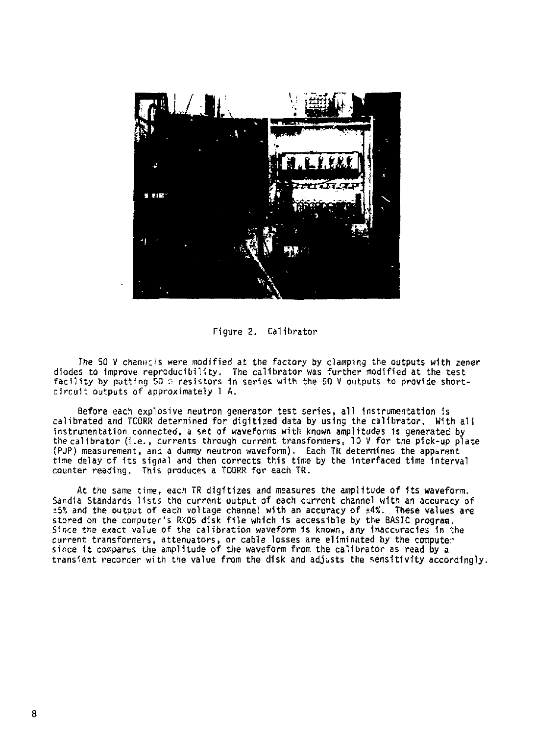Figure 2. Calibrator

The 50 V channels were modified at the factory by clamping the outputs with zener diodes to improve reproducibility. The calibrator was further modified at the test facility by putting 50 Ω resistors in series with the 50 V outputs to provide short-circuit outputs of approximately 1 A.

Before each explosive neutron generator test series, all instrumentation is calibrated and TCORR determined for digitized data by using the calibrator. With all instrumentation connected, a set of waveforms with known amplitudes is generated by the calibrator (i.e., currents through current transformers, 10 V for the pick-up plate (PUP) measurement, and a dummy neutron waveform). Each TR determines the apparent time delay of its signal and then corrects this time by the interfaced time interval counter reading. This produces a TCORR for each TR.

At the same time, each TR digitizes and measures the amplitude of its waveform. Sandia Standards lists the current output of each current channel with an accuracy of ±5% and the output of each voltage channel with an accuracy of ±4%. These values are stored on the computer's RK05 disk file which is accessible by the BASIC program. Since the exact value of the calibration waveform is known, any inaccuracies in the current transformers, attenuators, or cable losses are eliminated by the computer since it compares the amplitude of the waveform from the calibrator as read by a transient recorder with the value from the disk and adjusts the sensitivity accordingly.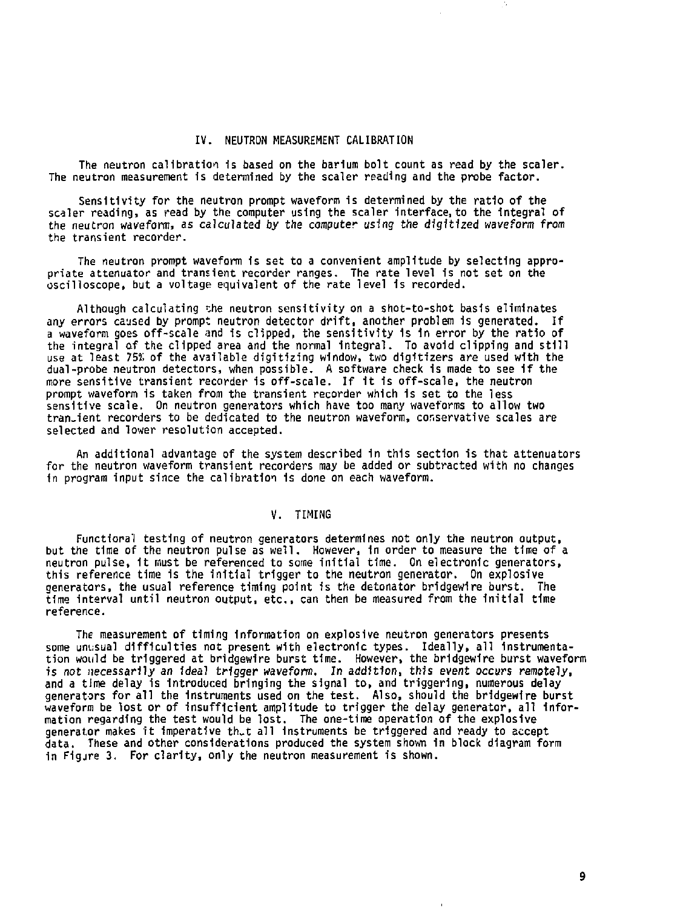## IV. NEUTRON MEASUREMENT CALIBRATION

The neutron calibration is based on the barium bolt count as read by the scaler. The neutron measurement is determined by the scaler reading and the probe factor.

Sensitivity for the neutron prompt waveform is determined by the ratio of the scaler reading, as read by the computer using the scaler interface, to the integral of the neutron waveform, as calculated by the computer using the digitized waveform from the transient recorder.

The neutron prompt waveform is set to a convenient amplitude by selecting appropriate attenuator and transient recorder ranges. The rate level is not set on the oscilloscope, but a voltage equivalent of the rate level is recorded.

Although calculating the neutron sensitivity on a shot-to-shot basis eliminates any errors caused by prompt neutron detector drift, another problem is generated. If a waveform goes off-scale and is clipped, the sensitivity is in error by the ratio of the integral of the clipped area and the normal integral. To avoid clipping and still use at least 75% of the available digitizing window, two digitizers are used with the dual-probe neutron detectors, when possible. A software check is made to see if the more sensitive transient recorder is off-scale. If it is off-scale, the neutron prompt waveform is taken from the transient recorder which is set to the less sensitive scale. On neutron generators which have too many waveforms to allow two transient recorders to be dedicated to the neutron waveform, conservative scales are selected and lower resolution accepted.

An additional advantage of the system described in this section is that attenuators for the neutron waveform transient recorders may be added or subtracted with no changes in program input since the calibration is done on each waveform.

## V. TIMING

Functional testing of neutron generators determines not only the neutron output, but the time of the neutron pulse as well. However, in order to measure the time of a neutron pulse, it must be referenced to some initial time. On electronic generators, this reference time is the initial trigger to the neutron generator. On explosive generators, the usual reference timing point is the detonator bridgewire burst. The time interval until neutron output, etc., can then be measured from the initial time reference.

The measurement of timing information on explosive neutron generators presents some unusual difficulties not present with electronic types. Ideally, all instrumentation would be triggered at bridgewire burst time. However, the bridgewire burst waveform is not necessarily an ideal trigger waveform. In addition, this event occurs remotely, and a time delay is introduced bringing the signal to, and triggering, numerous delay generators for all the instruments used on the test. Also, should the bridgewire burst waveform be lost or of insufficient amplitude to trigger the delay generator, all information regarding the test would be lost. The one-time operation of the explosive generator makes it imperative that all instruments be triggered and ready to accept data. These and other considerations produced the system shown in block diagram form in Figure 3. For clarity, only the neutron measurement is shown.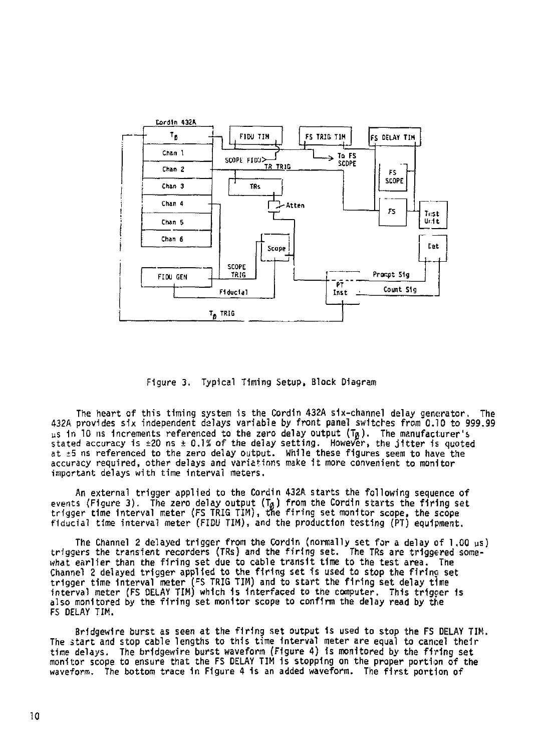Figure 3. Typical Timing Setup, Block Diagram

The heart of this timing system is the Cordin 432A six-channel delay generator. The 432A provides six independent delays variable by front panel switches from 0.10 to 999.99 μs in 10 ns increments referenced to the zero delay output ($T_0$). The manufacturer's stated accuracy is ±20 ns ± 0.1% of the delay setting. However, the jitter is quoted at ±5 ns referenced to the zero delay output. While these figures seem to have the accuracy required, other delays and variations make it more convenient to monitor important delays with time interval meters.

An external trigger applied to the Cordin 432A starts the following sequence of events (Figure 3). The zero delay output ($T_0$) from the Cordin starts the firing set trigger time interval meter (FS TRIG TIM), the firing set monitor scope, the scope fiducial time interval meter (FIDU TIM), and the production testing (PT) equipment.

The Channel 2 delayed trigger from the Cordin (normally set for a delay of 1.00 μs) triggers the transient recorders (TRs) and the firing set. The TRs are triggered somewhat earlier than the firing set due to cable transit time to the test area. The Channel 2 delayed trigger applied to the firing set is used to stop the firing set trigger time interval meter (FS TRIG TIM) and to start the firing set delay time interval meter (FS DELAY TIM) which is interfaced to the computer. This trigger is also monitored by the firing set monitor scope to confirm the delay read by the FS DELAY TIM.

Bridgewire burst as seen at the firing set output is used to stop the FS DELAY TIM. The start and stop cable lengths to this time interval meter are equal to cancel their time delays. The bridgewire burst waveform (Figure 4) is monitored by the firing set monitor scope to ensure that the FS DELAY TIM is stopping on the proper portion of the waveform. The bottom trace in Figure 4 is an added waveform. The first portion of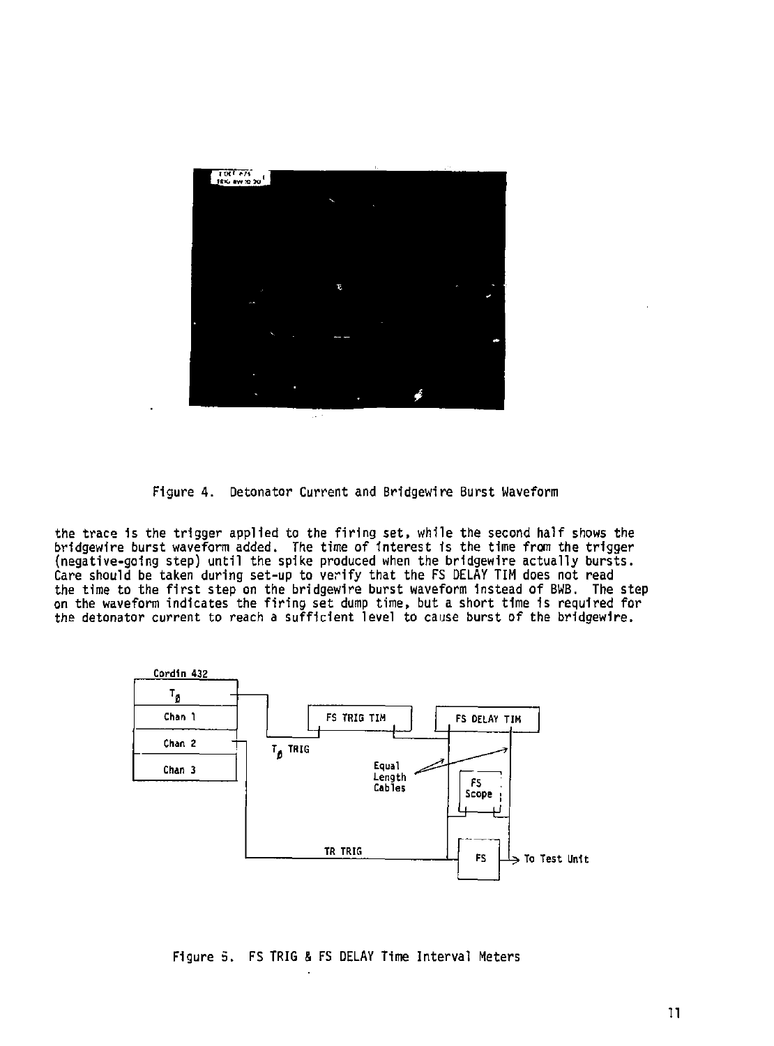Figure 4. Detonator Current and Bridgewire Burst Waveform

the trace is the trigger applied to the firing set, while the second half shows the bridgewire burst waveform added. The time of interest is the time from the trigger (negative-going step) until the spike produced when the bridgewire actually bursts. Care should be taken during set-up to verify that the FS DELAY TIM does not read the time to the first step on the bridgewire burst waveform instead of BWB. The step on the waveform indicates the firing set dump time, but a short time is required for the detonator current to reach a sufficient level to cause burst of the bridgewire.

Cordin 432

$T_Ø$

Chan 1

Chan 2

Chan 3

$T_Ø$ TRIG

FS TRIG TIM

FS DELAY TIM

Equal Length Cables

FS Scope

TR TRIG

FS

To Test Unit

Figure 5. FS TRIG & FS DELAY Time Interval Meters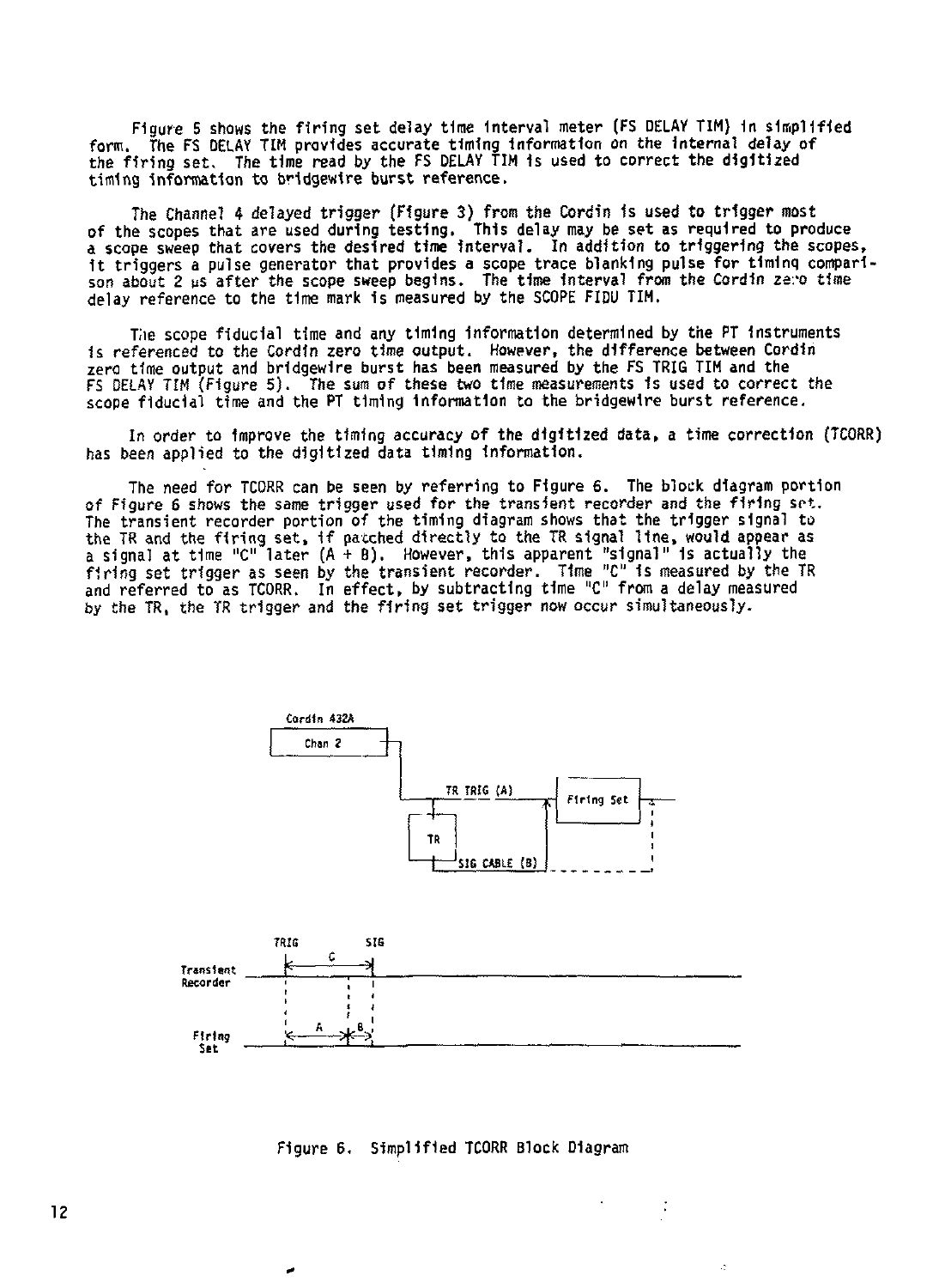Figure 5 shows the firing set delay time interval meter (FS DELAY TIM) in simplified form. The FS DELAY TIM provides accurate timing information on the internal delay of the firing set. The time read by the FS DELAY TIM is used to correct the digitized timing information to bridgewire burst reference.

The Channel 4 delayed trigger (Figure 3) from the Cordin is used to trigger most of the scopes that are used during testing. This delay may be set as required to produce a scope sweep that covers the desired time interval. In addition to triggering the scopes, it triggers a pulse generator that provides a scope trace blanking pulse for timing comparison about 2 µs after the scope sweep begins. The time interval from the Cordin zero time delay reference to the time mark is measured by the SCOPE FIDU TIM.

The scope fiducial time and any timing information determined by the PT instruments is referenced to the Cordin zero time output. However, the difference between Cordin zero time output and bridgewire burst has been measured by the FS TRIG TIM and the FS DELAY TIM (Figure 5). The sum of these two time measurements is used to correct the scope fiducial time and the PT timing information to the bridgewire burst reference.

In order to improve the timing accuracy of the digitized data, a time correction (TCORR) has been applied to the digitized data timing information.

The need for TCORR can be seen by referring to Figure 6. The block diagram portion of Figure 6 shows the same trigger used for the transient recorder and the firing set. The transient recorder portion of the timing diagram shows that the trigger signal to the TR and the firing set, if patched directly to the TR signal line, would appear as a signal at time "C" later (A + B). However, this apparent "signal" is actually the firing set trigger as seen by the transient recorder. Time "C" is measured by the TR and referred to as TCORR. In effect, by subtracting time "C" from a delay measured by the TR, the TR trigger and the firing set trigger now occur simultaneously.

Figure 6. Simplified TCORR Block Diagram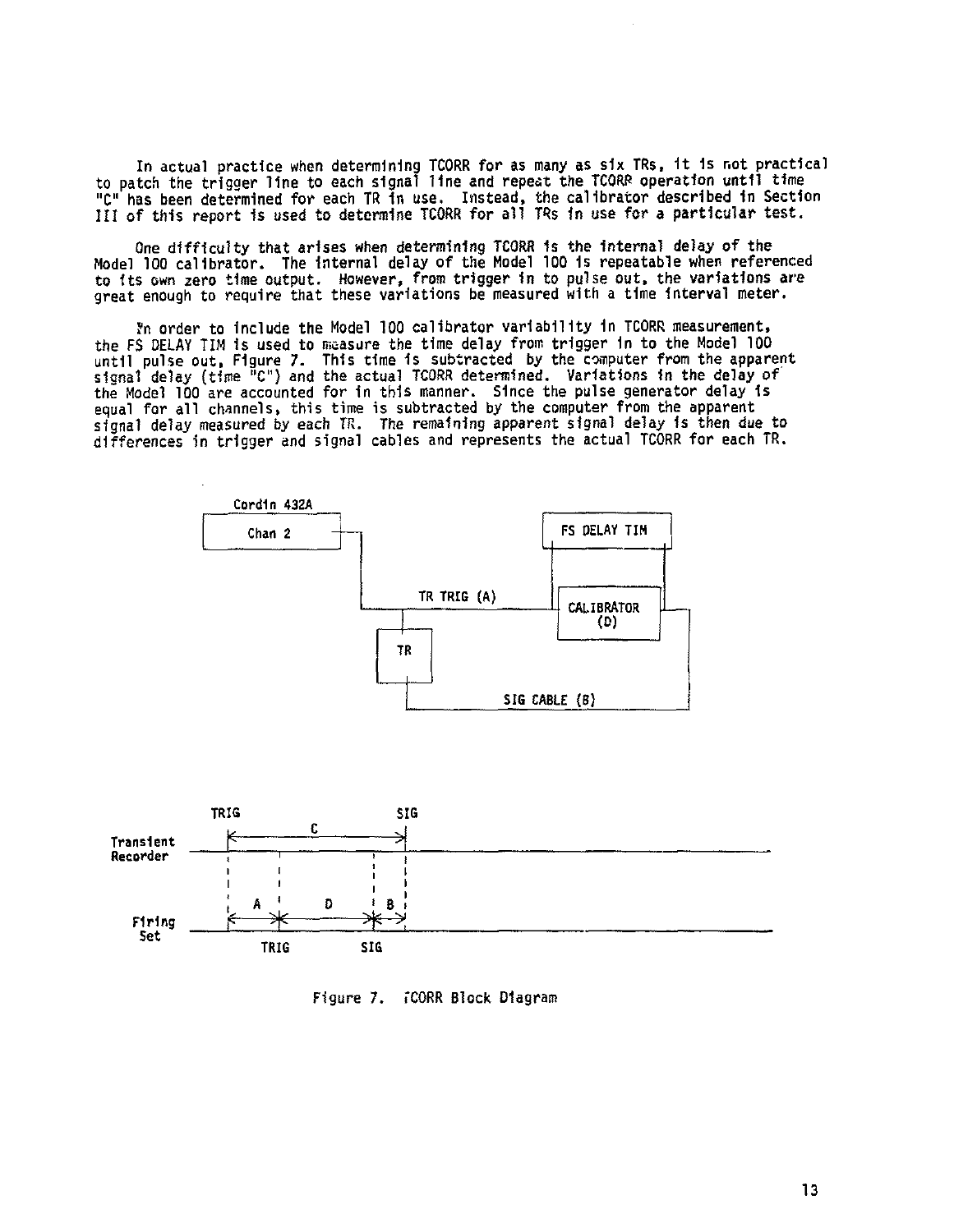In actual practice when determining TCORR for as many as six TRs, it is not practical to patch the trigger line to each signal line and repeat the TCORR operation until time "C" has been determined for each TR in use. Instead, the calibrator described in Section III of this report is used to determine TCORR for all TRs in use for a particular test.

One difficulty that arises when determining TCORR is the internal delay of the Model 100 calibrator. The internal delay of the Model 100 is repeatable when referenced to its own zero time output. However, from trigger in to pulse out, the variations are great enough to require that these variations be measured with a time interval meter.

In order to include the Model 100 calibrator variability in TCORR measurement, the FS DELAY TIM is used to measure the time delay from trigger in to the Model 100 until pulse out, Figure 7. This time is subtracted by the computer from the apparent signal delay (time "C") and the actual TCORR determined. Variations in the delay of the Model 100 are accounted for in this manner. Since the pulse generator delay is equal for all channels, this time is subtracted by the computer from the apparent signal delay measured by each TR. The remaining apparent signal delay is then due to differences in trigger and signal cables and represents the actual TCORR for each TR.

Figure 7. TCORR Block Diagram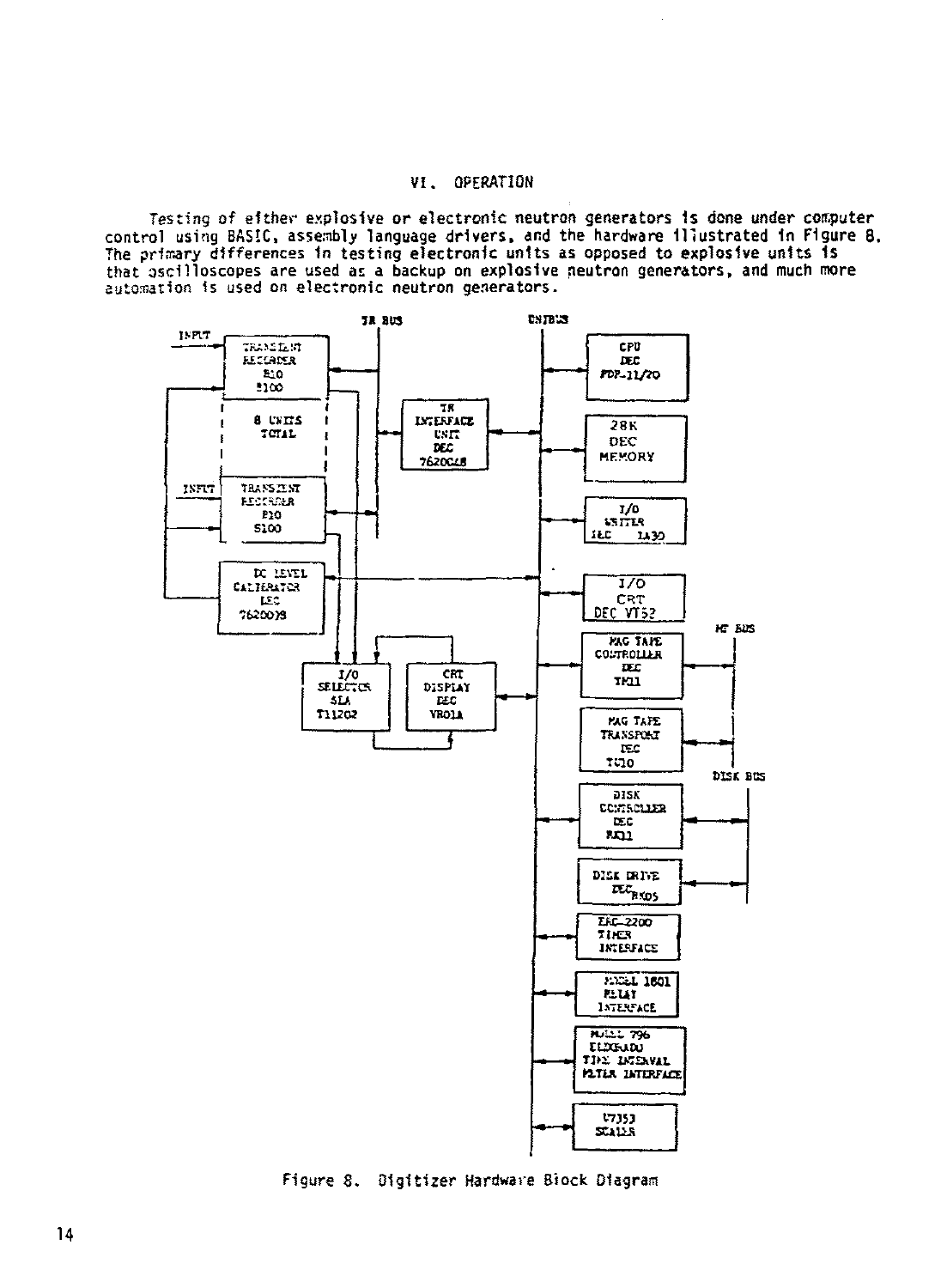## VI. OPERATION

Testing of either explosive or electronic neutron generators is done under computer control using BASIC, assembly language drivers, and the hardware illustrated in Figure 8. The primary differences in testing electronic units as opposed to explosive units is that oscilloscopes are used as a backup on explosive neutron generators, and much more automation is used on electronic neutron generators.

Figure 8. Digitizer Hardware Block Diagram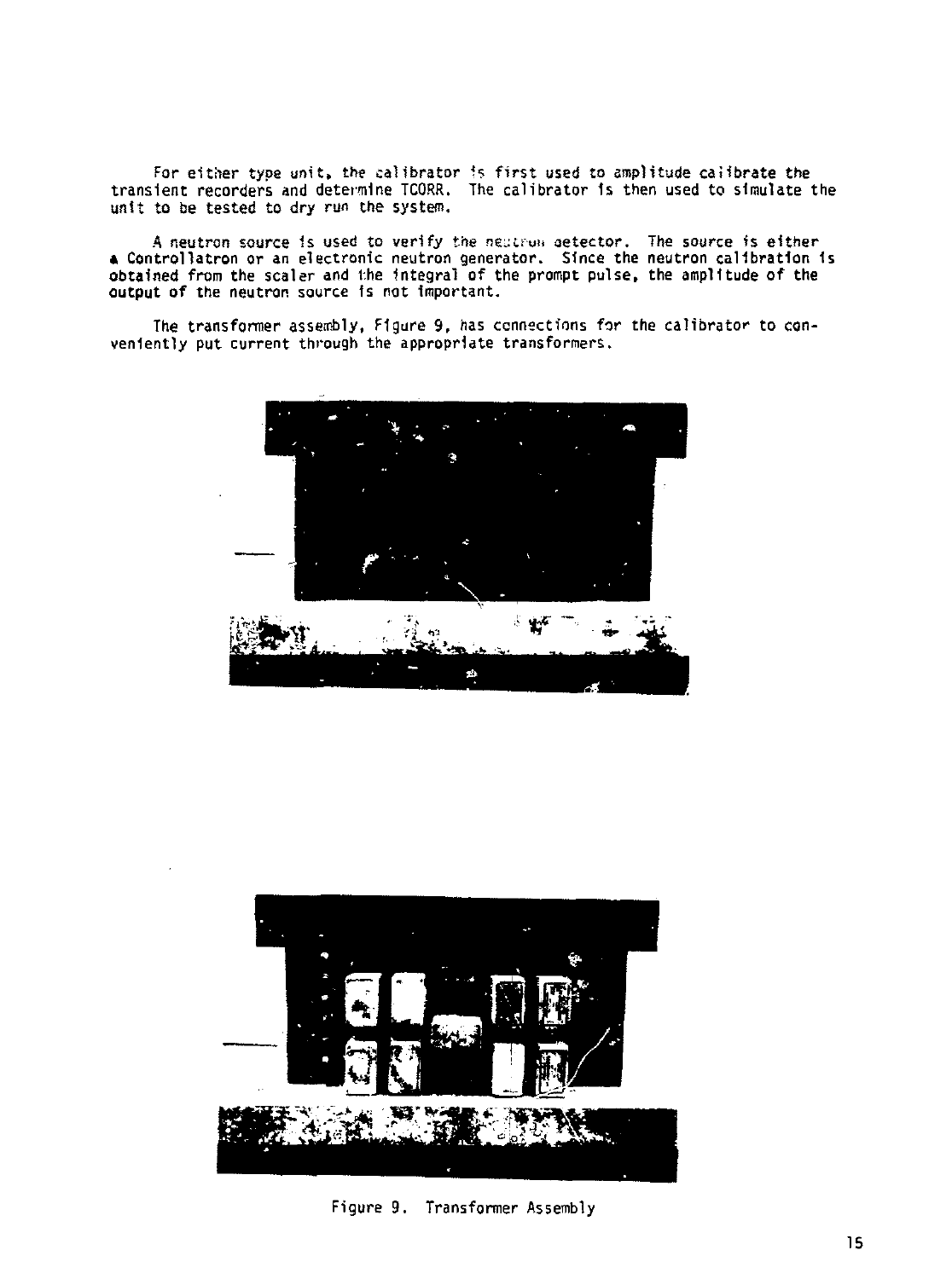For either type unit, the calibrator is first used to amplitude calibrate the transient recorders and determine TCORR. The calibrator is then used to simulate the unit to be tested to dry run the system.

A neutron source is used to verify the neutron detector. The source is either a Controllatron or an electronic neutron generator. Since the neutron calibration is obtained from the scaler and the integral of the prompt pulse, the amplitude of the output of the neutron source is not important.

The transformer assembly, Figure 9, has connections for the calibrator to conveniently put current through the appropriate transformers.

Figure 9. Transformer Assembly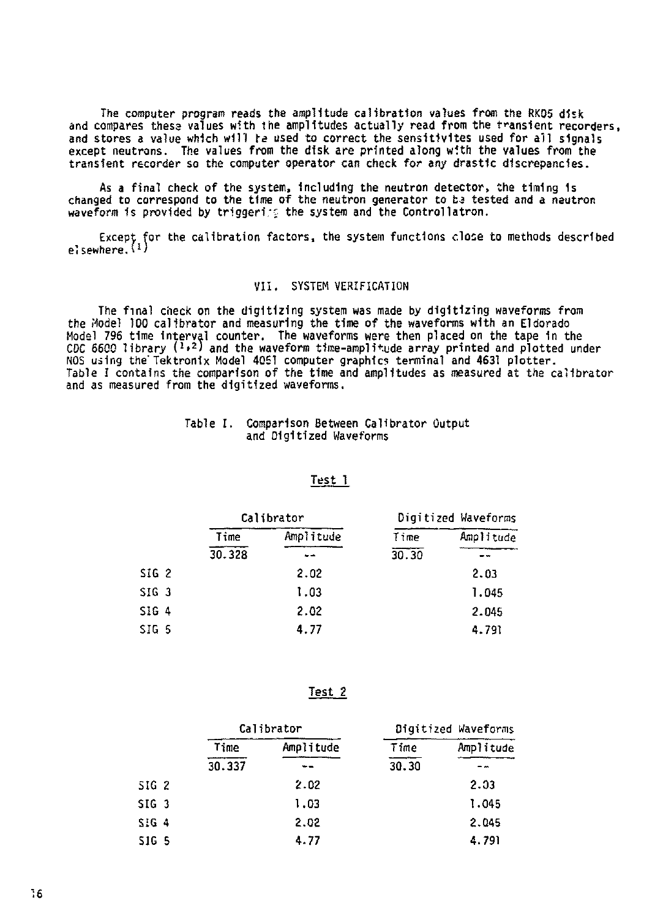The computer program reads the amplitude calibration values from the RK05 disk and compares these values with the amplitudes actually read from the transient recorders, and stores a value which will be used to correct the sensitivites used for all signals except neutrons. The values from the disk are printed along with the values from the transient recorder so the computer operator can check for any drastic discrepancies.

As a final check of the system, including the neutron detector, the timing is changed to correspond to the time of the neutron generator to be tested and a neutron waveform is provided by triggering the system and the Controllatron.

Except for the calibration factors, the system functions close to methods described elsewhere.[1]

## VII. SYSTEM VERIFICATION

The final check on the digitizing system was made by digitizing waveforms from the Model 100 calibrator and measuring the time of the waveforms with an Eldorado Model 796 time interval counter. The waveforms were then placed on the tape in the CDC 6600 library [1,2] and the waveform time-amplitude array printed and plotted under NOS using the Tektronix Model 4051 computer graphics terminal and 4631 plotter. Table I contains the comparison of the time and amplitudes as measured at the calibrator and as measured from the digitized waveforms.

Table I. Comparison Between Calibrator Output and Digitized Waveforms

Test 1

| | Calibrator | | Digitized Waveforms | |
|---|---|---|---|---|
| | Time | Amplitude | Time | Amplitude |
| | 30.328 | -- | 30.30 | -- |
| SIG 2 | | 2.02 | | 2.03 |
| SIG 3 | | 1.03 | | 1.045 |
| SIG 4 | | 2.02 | | 2.045 |
| SIG 5 | | 4.77 | | 4.791 |

Test 2

| | Calibrator | | Digitized Waveforms | |
|---|---|---|---|---|
| | Time | Amplitude | Time | Amplitude |
| | 30.337 | -- | 30.30 | -- |
| SIG 2 | | 2.02 | | 2.03 |
| SIG 3 | | 1.03 | | 1.045 |
| SIG 4 | | 2.02 | | 2.045 |
| SIG 5 | | 4.77 | | 4.791 |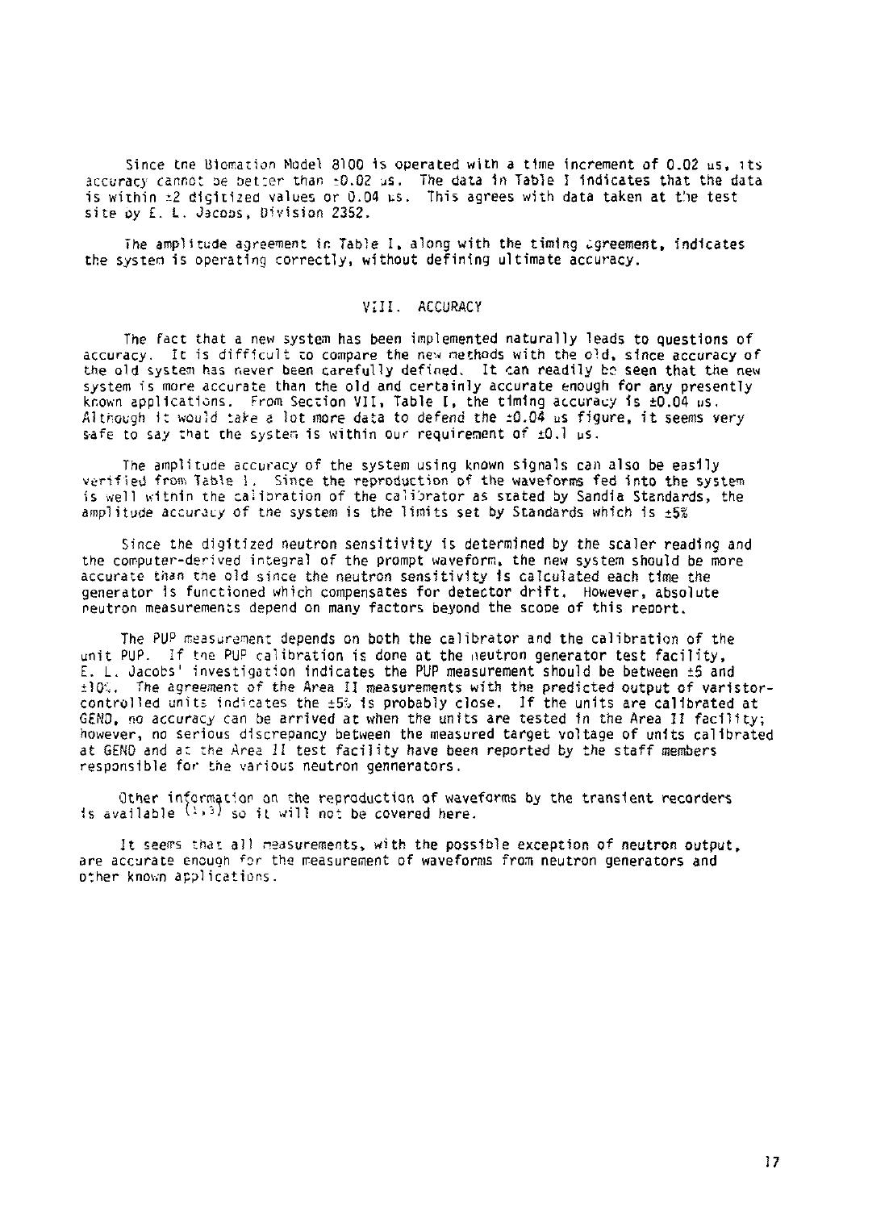Since the Biomation Model 8100 is operated with a time increment of 0.02 µs, its accuracy cannot be better than ±0.02 µs. The data in Table I indicates that the data is within ±2 digitized values or 0.04 µs. This agrees with data taken at the test site by E. L. Jacobs, Division 2352.

The amplitude agreement in Table I, along with the timing agreement, indicates the system is operating correctly, without defining ultimate accuracy.

## VIII. ACCURACY

The fact that a new system has been implemented naturally leads to questions of accuracy. It is difficult to compare the new methods with the old, since accuracy of the old system has never been carefully defined. It can readily be seen that the new system is more accurate than the old and certainly accurate enough for any presently known applications. From Section VII, Table I, the timing accuracy is ±0.04 µs. Although it would take a lot more data to defend the ±0.04 µs figure, it seems very safe to say that the system is within our requirement of ±0.1 µs.

The amplitude accuracy of the system using known signals can also be easily verified from Table I. Since the reproduction of the waveforms fed into the system is well within the calibration of the calibrator as stated by Sandia Standards, the amplitude accuracy of the system is the limits set by Standards which is ±5%

Since the digitized neutron sensitivity is determined by the scaler reading and the computer-derived integral of the prompt waveform, the new system should be more accurate than the old since the neutron sensitivity is calculated each time the generator is functioned which compensates for detector drift. However, absolute neutron measurements depend on many factors beyond the scope of this report.

The PUP measurement depends on both the calibrator and the calibration of the unit PUP. If the PUP calibration is done at the neutron generator test facility, E. L. Jacobs' investigation indicates the PUP measurement should be between ±5 and ±10%. The agreement of the Area II measurements with the predicted output of varistor-controlled units indicates the ±5% is probably close. If the units are calibrated at GEND, no accuracy can be arrived at when the units are tested in the Area II facility; however, no serious discrepancy between the measured target voltage of units calibrated at GEND and at the Area II test facility have been reported by the staff members responsible for the various neutron gennerators.

Other information on the reproduction of waveforms by the transient recorders is available [1,3] so it will not be covered here.

It seems that all measurements, with the possible exception of neutron output, are accurate enough for the measurement of waveforms from neutron generators and other known applications.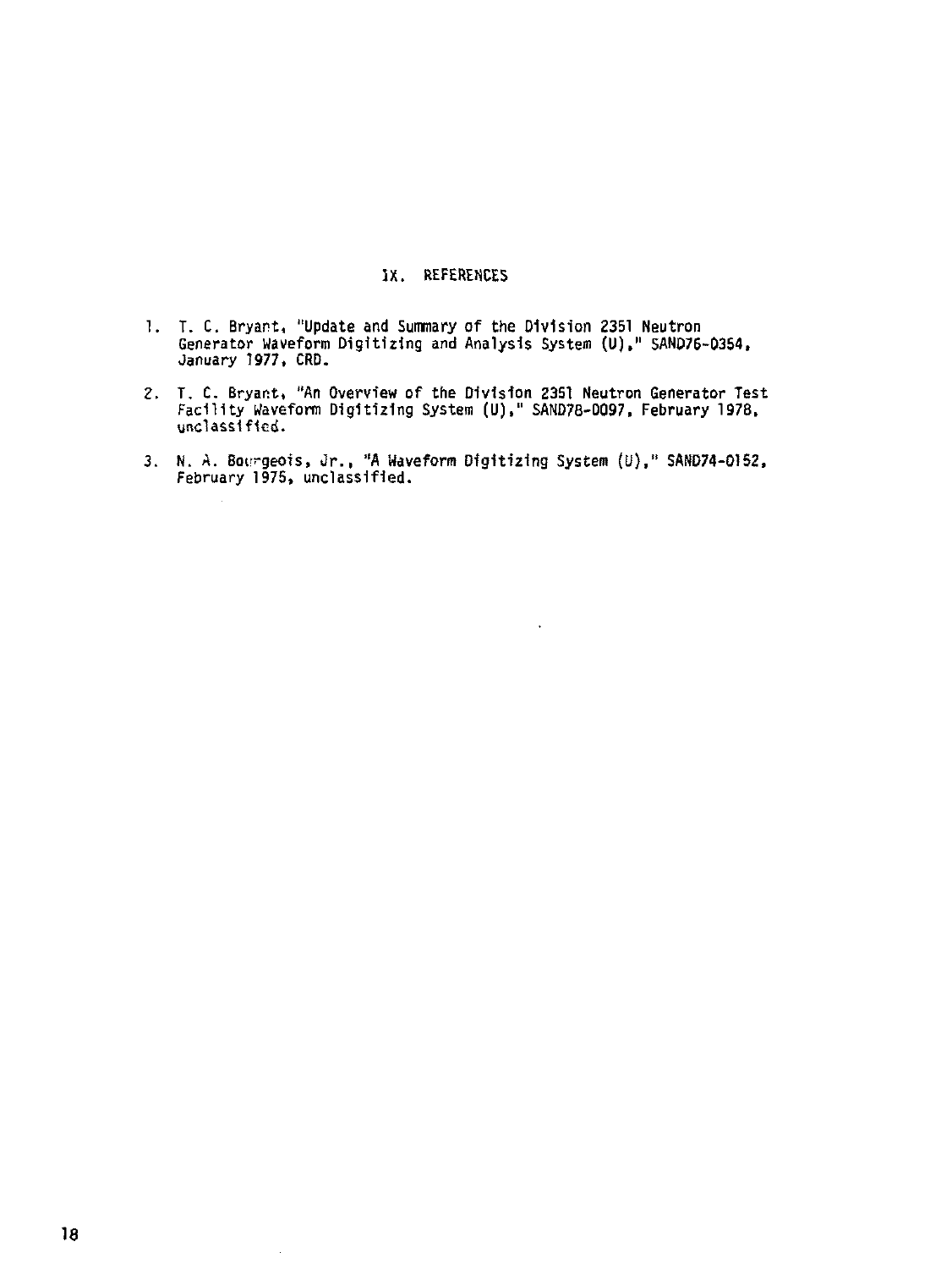## IX. REFERENCES

1. T. C. Bryant, "Update and Summary of the Division 2351 Neutron Generator Waveform Digitizing and Analysis System (U)," SAND76-0354, January 1977, CRD.

2. T. C. Bryant, "An Overview of the Division 2351 Neutron Generator Test Facility Waveform Digitizing System (U)," SAND78-0097, February 1978, unclassified.

3. N. A. Bourgeois, Jr., "A Waveform Digitizing System (U)," SAND74-0152, February 1975, unclassified.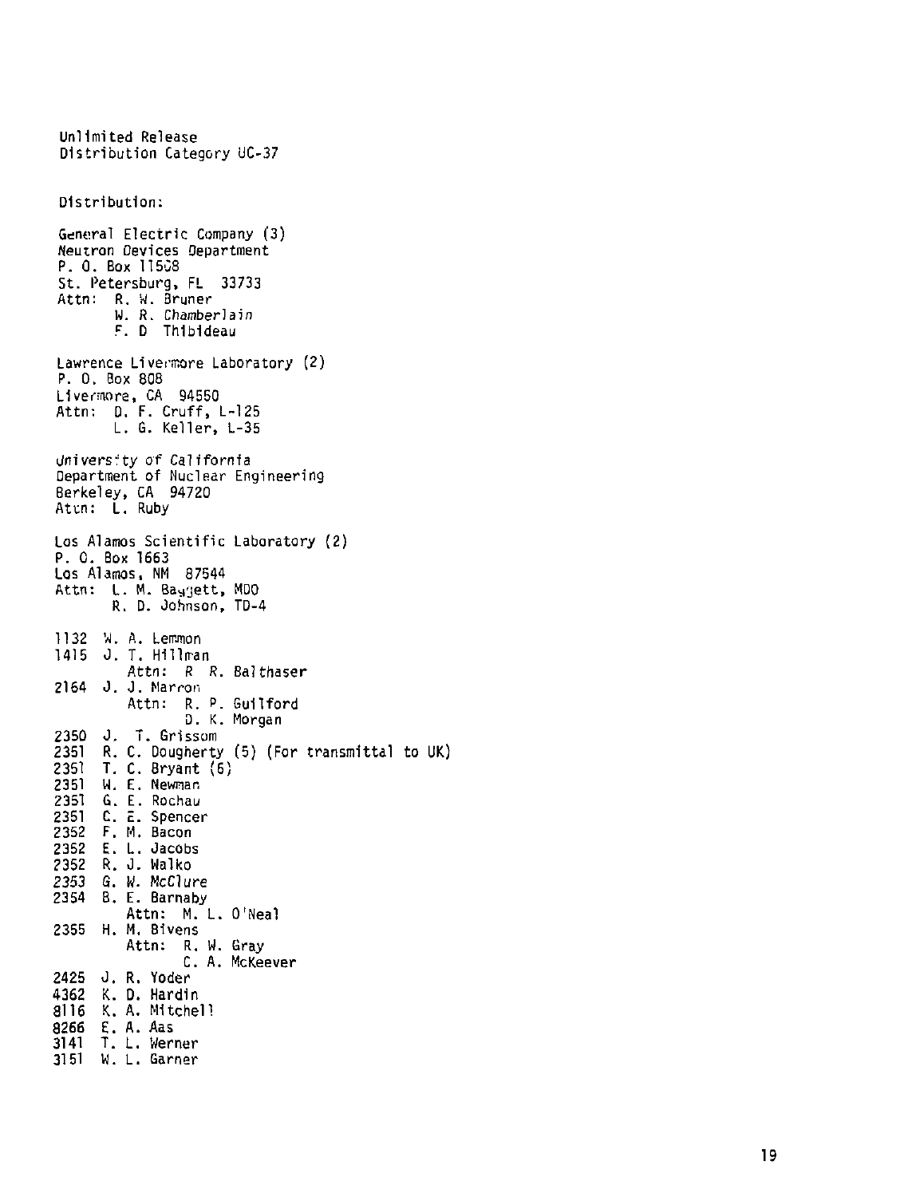Unlimited Release
Distribution Category UC-37

Distribution:

General Electric Company (3)
Neutron Devices Department
P. O. Box 11508
St. Petersburg, FL 33733
Attn: R. W. Bruner
W. R. Chamberlain
F. D Thibideau

Lawrence Livermore Laboratory (2)
P. O. Box 808
Livermore, CA 94550
Attn: D. F. Cruff, L-125
L. G. Keller, L-35

University of California
Department of Nuclear Engineering
Berkeley, CA 94720
Attn: L. Ruby

Los Alamos Scientific Laboratory (2)
P. O. Box 1663
Los Alamos, NM 87544
Attn: L. M. Baggett, MDO
R. D. Johnson, TD-4

1132 W. A. Lemmon
1415 J. T. Hillman
Attn: R R. Balthaser
2164 J. J. Marron
Attn: R. P. Guilford
D. K. Morgan
2350 J. T. Grissom
2351 R. C. Dougherty (5) (For transmittal to UK)
2351 T. C. Bryant (6)
2351 W. E. Newman
2351 G. E. Rochau
2351 C. E. Spencer
2352 F. M. Bacon
2352 E. L. Jacobs
2352 R. J. Walko
2353 G. W. McClure
2354 B. E. Barnaby
Attn: M. L. O'Neal
2355 H. M. Bivens
Attn: R. W. Gray
C. A. McKeever
2425 J. R. Yoder
4362 K. D. Hardin
8116 K. A. Mitchell
8266 E. A. Aas
3141 T. L. Werner
3151 W. L. Garner